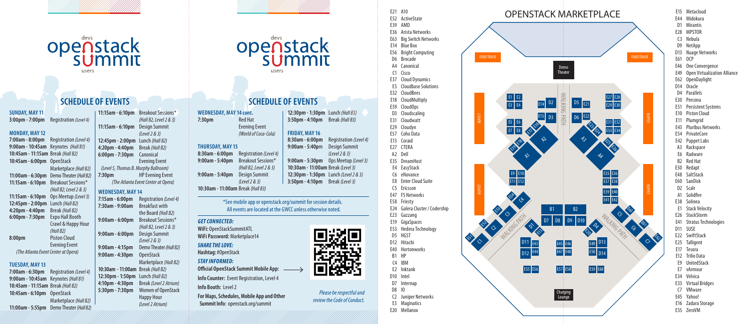# openstack summit

## SCHEDULE OF EVENTS

**SUNDAY, MAY 11**

- 3:00pm - 7:00pm — Registration *(Level 4)*

**MONDAY, MAY 12**

- 7:00am - 8:00pm — Registration *(Level 4)*
- 9:00am - 10:45am — Keynotes *(Hall B1)*
- 10:45am - 11:15am — Break *(Hall B2)*
- 10:45am - 6:00pm — OpenStack Marketplace *(Hall B2)*
- 11:00am - 6:30pm — Demo Theater *(Hall B2)*
- 11:15am - 6:10pm — Breakout Sessions* *(Hall B2; Level 2 & 3)*
- 11:15am - 6:10pm — Ops Meetup *(Level 3)*
- 12:45pm - 2:00pm — Lunch *(Hall B2)*
- 4:20pm - 4:40pm — Break *(Hall B2)*
- 6:00pm - 7:30pm — Expo Hall Booth Crawl & Happy Hour *(Hall B2)*
- 8:00pm — Piston Cloud Evening Event *(The Atlanta Event Center at Opera)*

**TUESDAY, MAY 13**

- 7:00am - 6:30pm — Registration *(Level 4)*
- 9:00am - 10:45am — Keynotes *(Hall B1)*
- 10:45am - 11:15am — Break *(Hall B2)*
- 10:45am - 6:10pm — OpenStack Marketplace *(Hall B2)*
- 11:00am - 5:55pm — Demo Theater *(Hall B2)*
- 11:15am - 6:10pm — Breakout Sessions* *(Hall B2, Level 2 & 3)*
- 11:15am - 6:10pm — Design Summit *(Level 2 & 3)*
- 12:45pm - 2:00pm — Lunch *(Hall B2)*
- 4:20pm - 4:40pm — Break *(Hall B2)*
- 6:00pm - 7:30pm — Canonical Evening Event *(Level 5, Thomas B. Murphy Ballroom)*
- 7:30pm — HP Evening Event *(The Atlanta Event Center at Opera)*

**WEDNESDAY, MAY 14**

- 7:15am - 6:00pm — Registration *(Level 4)*
- 7:30am - 9:00am — Breakfast with the Board *(Hall B2)*
- 9:00am - 6:00pm — Breakout Sessions* *(Hall B2, Level 2 & 3)*
- 9:00am - 6:00pm — Design Summit *(Level 2 & 3)*
- 9:00am - 4:15pm — Demo Theater *(Hall B2)*
- 9:00am - 4:30pm — OpenStack Marketplace *(Hall B2)*
- 10:30am - 11:00am — Break *(Hall B2)*
- 12:30pm - 1:50pm — Lunch *(Hall B2)*
- 4:10pm - 4:30pm — Break *(Level 2 Atrium)*
- 5:30pm - 7:30pm — Women of OpenStack Happy Hour *(Level 2 Atrium)*

**WEDNESDAY, MAY 14 cont.**

- 7:30pm — Red Hat Evening Event *(World of Coca-Cola)*

**THURSDAY, MAY 15**

- 8:30am - 6:00pm — Registration *(Level 4)*
- 9:00am - 5:40pm — Breakout Sessions* *(Hall B2, Level 2 & 3)*
- 9:00am - 5:40pm — Design Summit *(Level 2 & 3)*
- 10:30am - 11:00am — Break *(Hall B3)*
- 12:30pm - 1:30pm — Lunch *(Hall B3)*
- 3:50pm - 4:10pm — Break *(Hall B3)*

**FRIDAY, MAY 16**

- 8:30am - 6:00pm — Registration *(Level 4)*
- 9:00am - 5:40pm — Design Summit *(Level 2 & 3)*
- 9:00am - 5:30pm — Ops Meetup *(Level 3)*
- 10:30am - 11:00am — Break *(Level 3)*
- 12:30pm - 1:30pm — Lunch *(Level 2 & 3)*
- 3:50pm - 4:10pm — Break *(Level 3)*

*See mobile app or openstack.org/summit for session details. All events are located at the GWCC unless otherwise noted.

### *GET CONNECTED:*

**WiFi:** OpenStackSummitATL
**WiFi Password:** Marketplace14

### *SHARE THE LOVE:*

**Hashtag:** #OpenStack

### *STAY INFORMED:*

**Official OpenStack Summit Mobile App:**

**Info Counter:** Event Registration, Level 4

**Info Booth:** Level 2

**For Maps, Schedules, Mobile App and Other Summit Info:** openstack.org/summit

*Please be respectful and review the Code of Conduct.*

## OPENSTACK MARKETPLACE

| Booth | Exhibitor |
|---|---|
| E21 | A10 |
| E52 | ActiveState |
| E39 | AMD |
| E36 | Arista Networks |
| E63 | Big Switch Networks |
| E14 | Blue Box |
| E56 | Bright Computing |
| D6 | Brocade |
| A4 | Canonical |
| C1 | Cisco |
| E37 | Cloud Dynamics |
| E5 | Cloudbase Solutions |
| E32 | CloudBees |
| E18 | CloudMultiply |
| E59 | CloudOps |
| D3 | Cloudscaling |
| E31 | Cloudwatt |
| E29 | Cloudyn |
| E57 | Coho Data |
| E13 | Coraid |
| E27 | CTERA |
| A2 | Dell |
| E35 | DreamHost |
| E4 | EasyStack |
| C6 | eNovance |
| E8 | Enter Cloud Suite |
| C5 | Ericsson |
| E47 | F5 Networks |
| E58 | Friesty |
| E24 | Galera Cluster / Codership |
| E23 | Gazzang |
| E19 | GigaSpaces |
| E53 | Hedera Technology |
| D5 | HGST |
| D12 | Hitachi |
| E40 | Hortonworks |
| B1 | HP |
| C4 | IBM |
| E2 | Inktank |
| D10 | Intel |
| D7 | Internap |
| D8 | IO |
| C2 | Juniper Networks |
| E3 | Maginatics |
| E20 | Mellanox |
| E15 | Metacloud |
| E44 | Midokura |
| D1 | Mirantis |
| E28 | MPSTOR |
| C3 | Nebula |
| D9 | NetApp |
| D13 | Nuage Networks |
| E61 | OCP |
| E46 | One Convergence |
| E49 | Open Virtualization Alliance |
| E62 | OpenDaylight |
| D14 | Oracle |
| D4 | Parallels |
| E30 | Percona |
| E51 | Persistent Systems |
| E10 | Piston Cloud |
| E11 | Plumgrid |
| E43 | Pluribus Networks |
| E54 | PrivateCore |
| E42 | Puppet Labs |
| A3 | Rackspace |
| E6 | Radware |
| B2 | Red Hat |
| E50 | Redapt |
| E48 | SaltStack |
| E60 | SanDisk |
| D2 | Scalr |
| A1 | Solidfire |
| E38 | Solinea |
| E1 | Stack Velocity |
| E26 | StackStorm |
| E41 | Stratus Technologies |
| D11 | SUSE |
| E22 | SwiftStack |
| E25 | Talligent |
| E17 | Tesora |
| E12 | Trilio Data |
| E9 | UnitedStack |
| E7 | vArmour |
| E34 | Velvica |
| E33 | Virtual Bridges |
| C7 | VMware |
| E45 | Yahoo! |
| E16 | Zadara Storage |
| E55 | ZeroVM |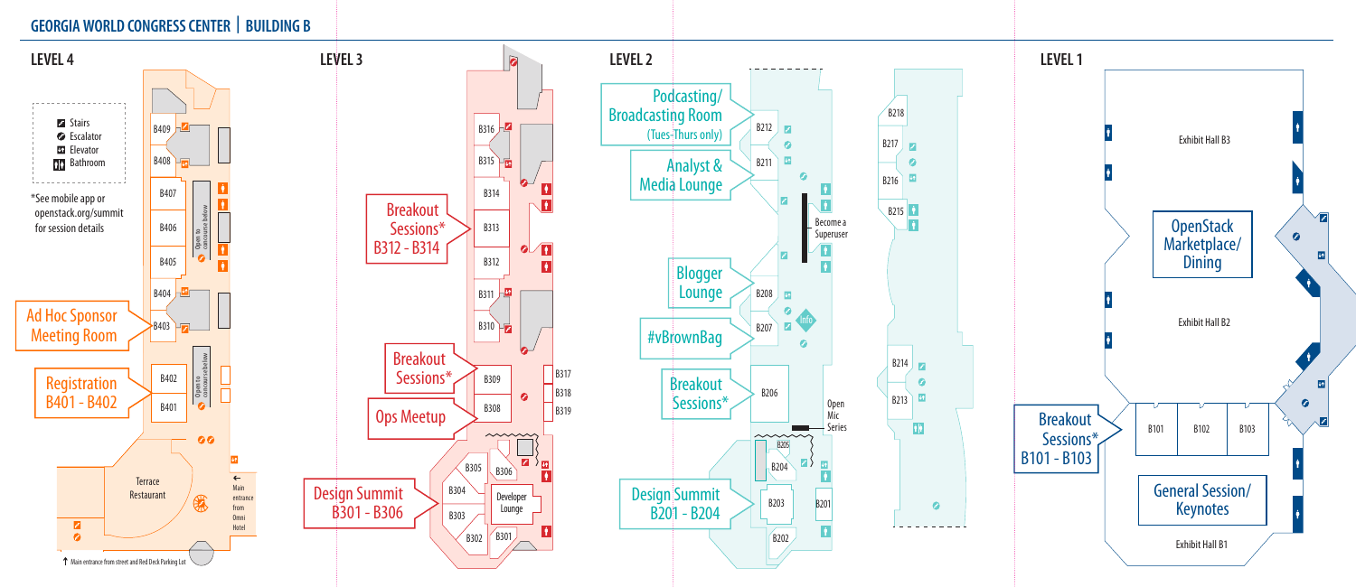## GEORGIA WORLD CONGRESS CENTER | BUILDING B

### LEVEL 4

- Stairs
- Escalator
- Elevator
- Bathroom

*See mobile app or openstack.org/summit for session details

B409
B408
B407
B406
B405
B404
B403
B402
B401

Open to concourse below

Open to concourse below

Ad Hoc Sponsor Meeting Room

Registration B401 - B402

Terrace Restaurant

← Main entrance from Omni Hotel

↑ Main entrance from street and Red Deck Parking Lot

### LEVEL 3

B316
B315
B314
B313
B312
B311
B310
B309
B308
B317
B318
B319
B305
B306
B304
B303
B302
B301

Developer Lounge

Breakout Sessions* B312 - B314

Breakout Sessions*

Ops Meetup

Design Summit B301 - B306

### LEVEL 2

Podcasting/ Broadcasting Room (Tues-Thurs only)

Analyst & Media Lounge

Blogger Lounge

#vBrownBag

Breakout Sessions*

Design Summit B201 - B204

B212
B211
B208
B207
B206
B205
B204
B203
B202
B201
B218
B217
B216
B215
B214
B213

Become a Superuser

Info

Open Mic Series

### LEVEL 1

Exhibit Hall B3

OpenStack Marketplace/ Dining

Exhibit Hall B2

B101
B102
B103

Breakout Sessions* B101 - B103

General Session/ Keynotes

Exhibit Hall B1